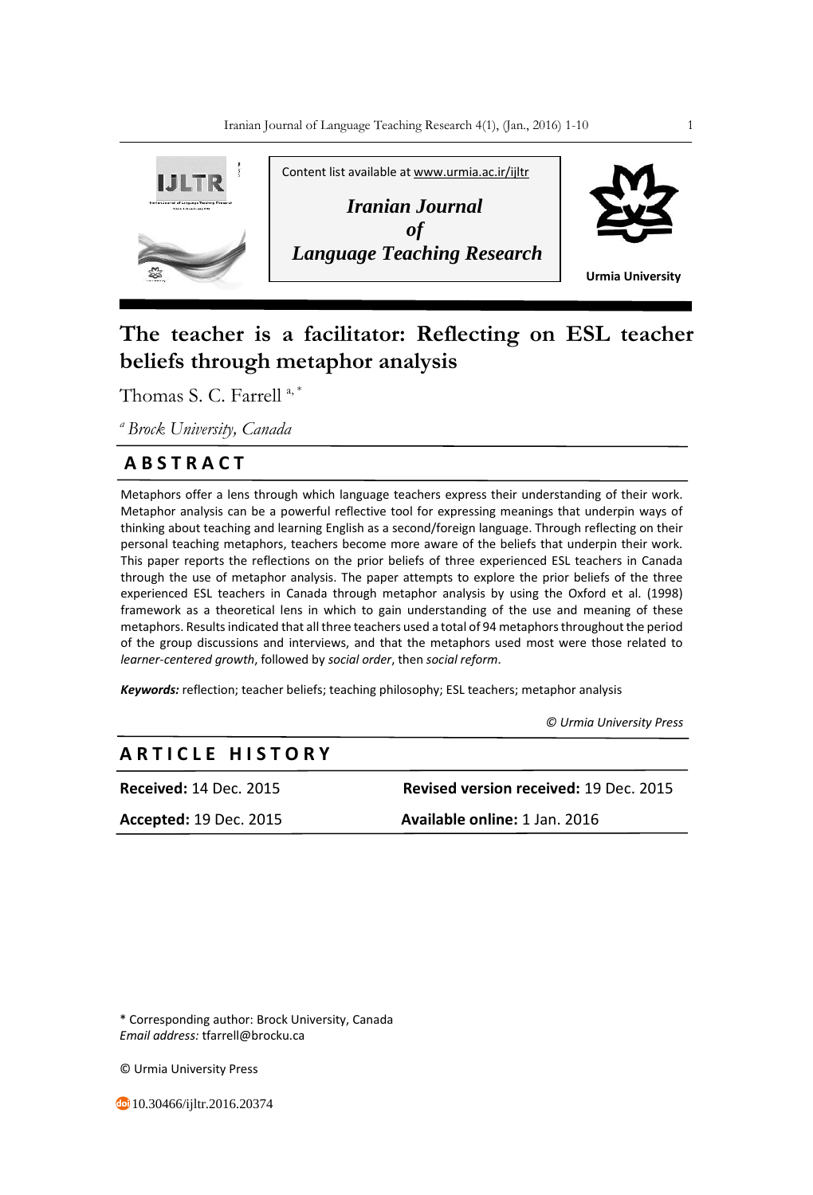Content list available at www.urmia.ac.ir/ijltr

**Iranian Journal of Language Teaching Research**

Urmia University

# The teacher is a facilitator: Reflecting on ESL teacher beliefs through metaphor analysis

Thomas S. C. Farrell [a, *]

[a] *Brock University, Canada*

## ABSTRACT

Metaphors offer a lens through which language teachers express their understanding of their work. Metaphor analysis can be a powerful reflective tool for expressing meanings that underpin ways of thinking about teaching and learning English as a second/foreign language. Through reflecting on their personal teaching metaphors, teachers become more aware of the beliefs that underpin their work. This paper reports the reflections on the prior beliefs of three experienced ESL teachers in Canada through the use of metaphor analysis. The paper attempts to explore the prior beliefs of the three experienced ESL teachers in Canada through metaphor analysis by using the Oxford et al. (1998) framework as a theoretical lens in which to gain understanding of the use and meaning of these metaphors. Results indicated that all three teachers used a total of 94 metaphors throughout the period of the group discussions and interviews, and that the metaphors used most were those related to *learner-centered growth*, followed by *social order*, then *social reform*.

***Keywords:*** reflection; teacher beliefs; teaching philosophy; ESL teachers; metaphor analysis

*© Urmia University Press*

## ARTICLE HISTORY

| | |
|---|---|
| **Received:** 14 Dec. 2015 | **Revised version received:** 19 Dec. 2015 |
| **Accepted:** 19 Dec. 2015 | **Available online:** 1 Jan. 2016 |

\* Corresponding author: Brock University, Canada
*Email address:* tfarrell@brocku.ca

© Urmia University Press

10.30466/ijltr.2016.20374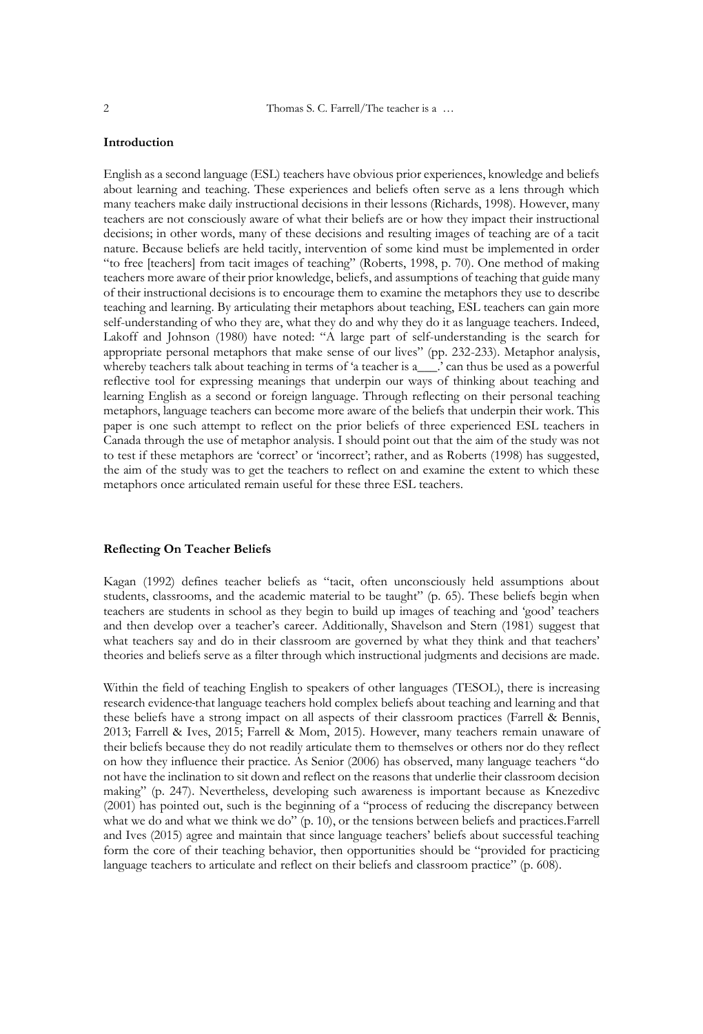## Introduction

English as a second language (ESL) teachers have obvious prior experiences, knowledge and beliefs about learning and teaching. These experiences and beliefs often serve as a lens through which many teachers make daily instructional decisions in their lessons (Richards, 1998). However, many teachers are not consciously aware of what their beliefs are or how they impact their instructional decisions; in other words, many of these decisions and resulting images of teaching are of a tacit nature. Because beliefs are held tacitly, intervention of some kind must be implemented in order "to free [teachers] from tacit images of teaching" (Roberts, 1998, p. 70). One method of making teachers more aware of their prior knowledge, beliefs, and assumptions of teaching that guide many of their instructional decisions is to encourage them to examine the metaphors they use to describe teaching and learning. By articulating their metaphors about teaching, ESL teachers can gain more self-understanding of who they are, what they do and why they do it as language teachers. Indeed, Lakoff and Johnson (1980) have noted: "A large part of self-understanding is the search for appropriate personal metaphors that make sense of our lives" (pp. 232-233). Metaphor analysis, whereby teachers talk about teaching in terms of 'a teacher is a___.' can thus be used as a powerful reflective tool for expressing meanings that underpin our ways of thinking about teaching and learning English as a second or foreign language. Through reflecting on their personal teaching metaphors, language teachers can become more aware of the beliefs that underpin their work. This paper is one such attempt to reflect on the prior beliefs of three experienced ESL teachers in Canada through the use of metaphor analysis. I should point out that the aim of the study was not to test if these metaphors are 'correct' or 'incorrect'; rather, and as Roberts (1998) has suggested, the aim of the study was to get the teachers to reflect on and examine the extent to which these metaphors once articulated remain useful for these three ESL teachers.

## Reflecting On Teacher Beliefs

Kagan (1992) defines teacher beliefs as "tacit, often unconsciously held assumptions about students, classrooms, and the academic material to be taught" (p. 65). These beliefs begin when teachers are students in school as they begin to build up images of teaching and 'good' teachers and then develop over a teacher's career. Additionally, Shavelson and Stern (1981) suggest that what teachers say and do in their classroom are governed by what they think and that teachers' theories and beliefs serve as a filter through which instructional judgments and decisions are made.

Within the field of teaching English to speakers of other languages (TESOL), there is increasing research evidence that language teachers hold complex beliefs about teaching and learning and that these beliefs have a strong impact on all aspects of their classroom practices (Farrell & Bennis, 2013; Farrell & Ives, 2015; Farrell & Mom, 2015). However, many teachers remain unaware of their beliefs because they do not readily articulate them to themselves or others nor do they reflect on how they influence their practice. As Senior (2006) has observed, many language teachers "do not have the inclination to sit down and reflect on the reasons that underlie their classroom decision making" (p. 247). Nevertheless, developing such awareness is important because as Knezedivc (2001) has pointed out, such is the beginning of a "process of reducing the discrepancy between what we do and what we think we do" (p. 10), or the tensions between beliefs and practices.Farrell and Ives (2015) agree and maintain that since language teachers' beliefs about successful teaching form the core of their teaching behavior, then opportunities should be "provided for practicing language teachers to articulate and reflect on their beliefs and classroom practice" (p. 608).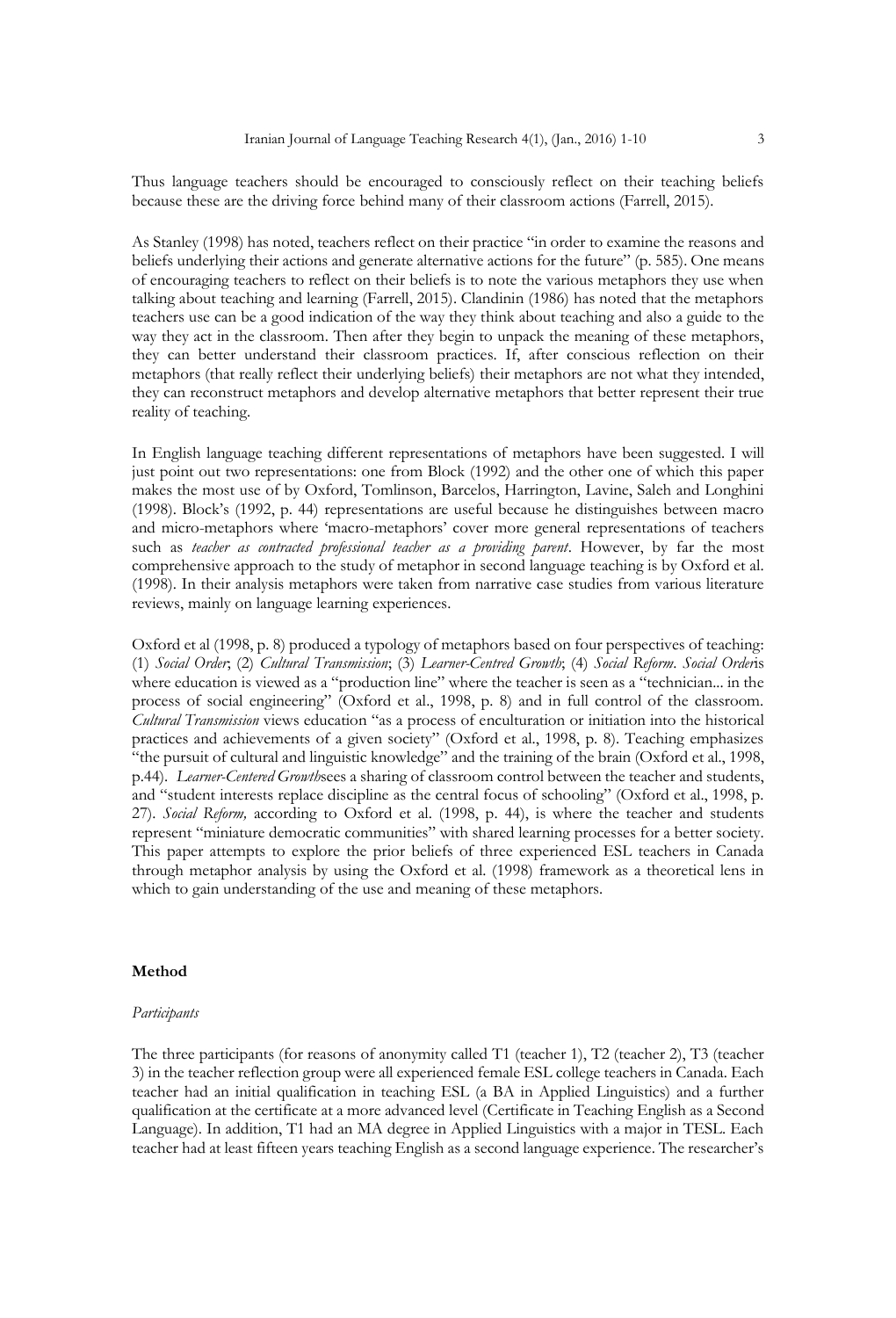Thus language teachers should be encouraged to consciously reflect on their teaching beliefs because these are the driving force behind many of their classroom actions (Farrell, 2015).

As Stanley (1998) has noted, teachers reflect on their practice "in order to examine the reasons and beliefs underlying their actions and generate alternative actions for the future" (p. 585). One means of encouraging teachers to reflect on their beliefs is to note the various metaphors they use when talking about teaching and learning (Farrell, 2015). Clandinin (1986) has noted that the metaphors teachers use can be a good indication of the way they think about teaching and also a guide to the way they act in the classroom. Then after they begin to unpack the meaning of these metaphors, they can better understand their classroom practices. If, after conscious reflection on their metaphors (that really reflect their underlying beliefs) their metaphors are not what they intended, they can reconstruct metaphors and develop alternative metaphors that better represent their true reality of teaching.

In English language teaching different representations of metaphors have been suggested. I will just point out two representations: one from Block (1992) and the other one of which this paper makes the most use of by Oxford, Tomlinson, Barcelos, Harrington, Lavine, Saleh and Longhini (1998). Block's (1992, p. 44) representations are useful because he distinguishes between macro and micro-metaphors where 'macro-metaphors' cover more general representations of teachers such as *teacher as contracted professional teacher as a providing parent*. However, by far the most comprehensive approach to the study of metaphor in second language teaching is by Oxford et al. (1998). In their analysis metaphors were taken from narrative case studies from various literature reviews, mainly on language learning experiences.

Oxford et al (1998, p. 8) produced a typology of metaphors based on four perspectives of teaching: (1) *Social Order*; (2) *Cultural Transmission*; (3) *Learner-Centred Growth*; (4) *Social Reform*. *Social Order*is where education is viewed as a "production line" where the teacher is seen as a "technician... in the process of social engineering" (Oxford et al., 1998, p. 8) and in full control of the classroom. *Cultural Transmission* views education "as a process of enculturation or initiation into the historical practices and achievements of a given society" (Oxford et al., 1998, p. 8). Teaching emphasizes "the pursuit of cultural and linguistic knowledge" and the training of the brain (Oxford et al., 1998, p.44). *Learner-Centered Growth*sees a sharing of classroom control between the teacher and students, and "student interests replace discipline as the central focus of schooling" (Oxford et al., 1998, p. 27). *Social Reform,* according to Oxford et al. (1998, p. 44), is where the teacher and students represent "miniature democratic communities" with shared learning processes for a better society. This paper attempts to explore the prior beliefs of three experienced ESL teachers in Canada through metaphor analysis by using the Oxford et al. (1998) framework as a theoretical lens in which to gain understanding of the use and meaning of these metaphors.

## Method

### *Participants*

The three participants (for reasons of anonymity called T1 (teacher 1), T2 (teacher 2), T3 (teacher 3) in the teacher reflection group were all experienced female ESL college teachers in Canada. Each teacher had an initial qualification in teaching ESL (a BA in Applied Linguistics) and a further qualification at the certificate at a more advanced level (Certificate in Teaching English as a Second Language). In addition, T1 had an MA degree in Applied Linguistics with a major in TESL. Each teacher had at least fifteen years teaching English as a second language experience. The researcher's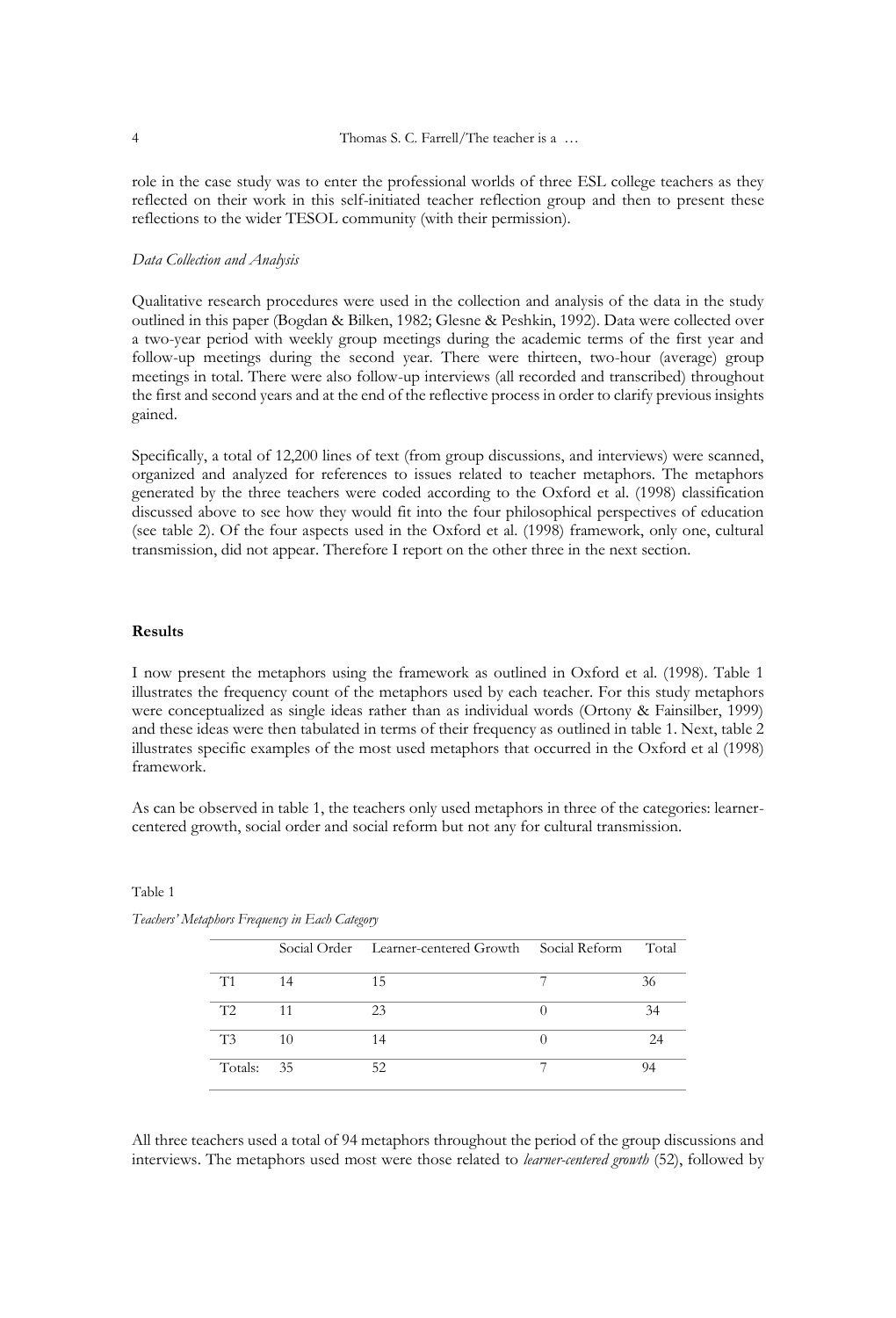role in the case study was to enter the professional worlds of three ESL college teachers as they reflected on their work in this self-initiated teacher reflection group and then to present these reflections to the wider TESOL community (with their permission).

*Data Collection and Analysis*

Qualitative research procedures were used in the collection and analysis of the data in the study outlined in this paper (Bogdan & Bilken, 1982; Glesne & Peshkin, 1992). Data were collected over a two-year period with weekly group meetings during the academic terms of the first year and follow-up meetings during the second year. There were thirteen, two-hour (average) group meetings in total. There were also follow-up interviews (all recorded and transcribed) throughout the first and second years and at the end of the reflective process in order to clarify previous insights gained.

Specifically, a total of 12,200 lines of text (from group discussions, and interviews) were scanned, organized and analyzed for references to issues related to teacher metaphors. The metaphors generated by the three teachers were coded according to the Oxford et al. (1998) classification discussed above to see how they would fit into the four philosophical perspectives of education (see table 2). Of the four aspects used in the Oxford et al. (1998) framework, only one, cultural transmission, did not appear. Therefore I report on the other three in the next section.

**Results**

I now present the metaphors using the framework as outlined in Oxford et al. (1998). Table 1 illustrates the frequency count of the metaphors used by each teacher. For this study metaphors were conceptualized as single ideas rather than as individual words (Ortony & Fainsilber, 1999) and these ideas were then tabulated in terms of their frequency as outlined in table 1. Next, table 2 illustrates specific examples of the most used metaphors that occurred in the Oxford et al (1998) framework.

As can be observed in table 1, the teachers only used metaphors in three of the categories: learner-centered growth, social order and social reform but not any for cultural transmission.

Table 1

*Teachers' Metaphors Frequency in Each Category*

| | Social Order | Learner-centered Growth | Social Reform | Total |
|---|---|---|---|---|
| T1 | 14 | 15 | 7 | 36 |
| T2 | 11 | 23 | 0 | 34 |
| T3 | 10 | 14 | 0 | 24 |
| Totals: | 35 | 52 | 7 | 94 |

All three teachers used a total of 94 metaphors throughout the period of the group discussions and interviews. The metaphors used most were those related to *learner-centered growth* (52), followed by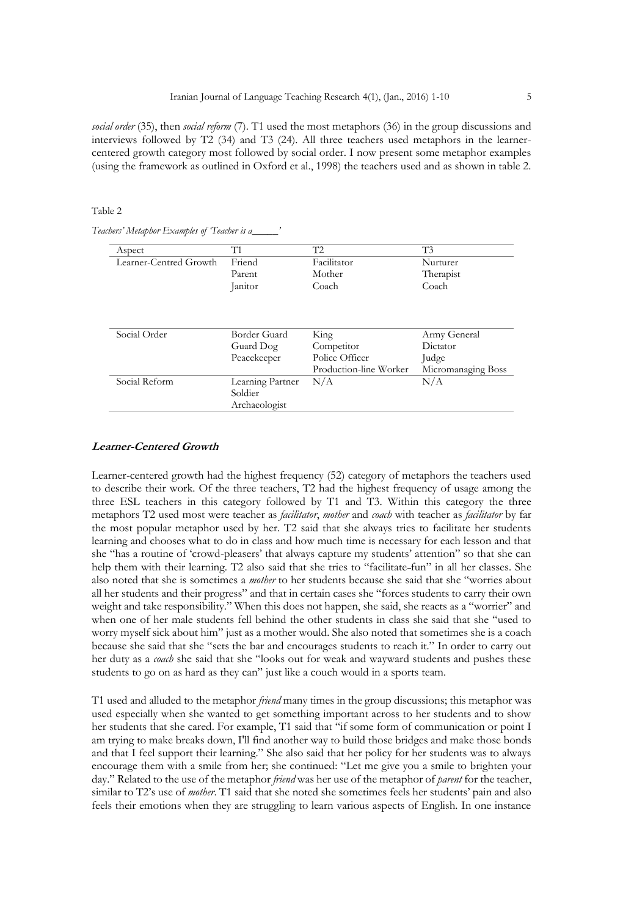*social order* (35), then *social reform* (7). T1 used the most metaphors (36) in the group discussions and interviews followed by T2 (34) and T3 (24). All three teachers used metaphors in the learner-centered growth category most followed by social order. I now present some metaphor examples (using the framework as outlined in Oxford et al., 1998) the teachers used and as shown in table 2.

Table 2

*Teachers' Metaphor Examples of 'Teacher is a_____'*

| Aspect | T1 | T2 | T3 |
|---|---|---|---|
| Learner-Centred Growth | Friend<br>Parent<br>Janitor | Facilitator<br>Mother<br>Coach | Nurturer<br>Therapist<br>Coach |
| Social Order | Border Guard<br>Guard Dog<br>Peacekeeper | King<br>Competitor<br>Police Officer<br>Production-line Worker | Army General<br>Dictator<br>Judge<br>Micromanaging Boss |
| Social Reform | Learning Partner<br>Soldier<br>Archaeologist | N/A | N/A |

### **Learner-Centered Growth**

Learner-centered growth had the highest frequency (52) category of metaphors the teachers used to describe their work. Of the three teachers, T2 had the highest frequency of usage among the three ESL teachers in this category followed by T1 and T3. Within this category the three metaphors T2 used most were teacher as *facilitator*, *mother* and *coach* with teacher as *facilitator* by far the most popular metaphor used by her. T2 said that she always tries to facilitate her students learning and chooses what to do in class and how much time is necessary for each lesson and that she "has a routine of 'crowd-pleasers' that always capture my students' attention" so that she can help them with their learning. T2 also said that she tries to "facilitate-fun" in all her classes. She also noted that she is sometimes a *mother* to her students because she said that she "worries about all her students and their progress" and that in certain cases she "forces students to carry their own weight and take responsibility." When this does not happen, she said, she reacts as a "worrier" and when one of her male students fell behind the other students in class she said that she "used to worry myself sick about him" just as a mother would. She also noted that sometimes she is a coach because she said that she "sets the bar and encourages students to reach it." In order to carry out her duty as a *coach* she said that she "looks out for weak and wayward students and pushes these students to go on as hard as they can" just like a couch would in a sports team.

T1 used and alluded to the metaphor *friend* many times in the group discussions; this metaphor was used especially when she wanted to get something important across to her students and to show her students that she cared. For example, T1 said that "if some form of communication or point I am trying to make breaks down, I'll find another way to build those bridges and make those bonds and that I feel support their learning." She also said that her policy for her students was to always encourage them with a smile from her; she continued: "Let me give you a smile to brighten your day." Related to the use of the metaphor *friend* was her use of the metaphor of *parent* for the teacher, similar to T2's use of *mother*. T1 said that she noted she sometimes feels her students' pain and also feels their emotions when they are struggling to learn various aspects of English. In one instance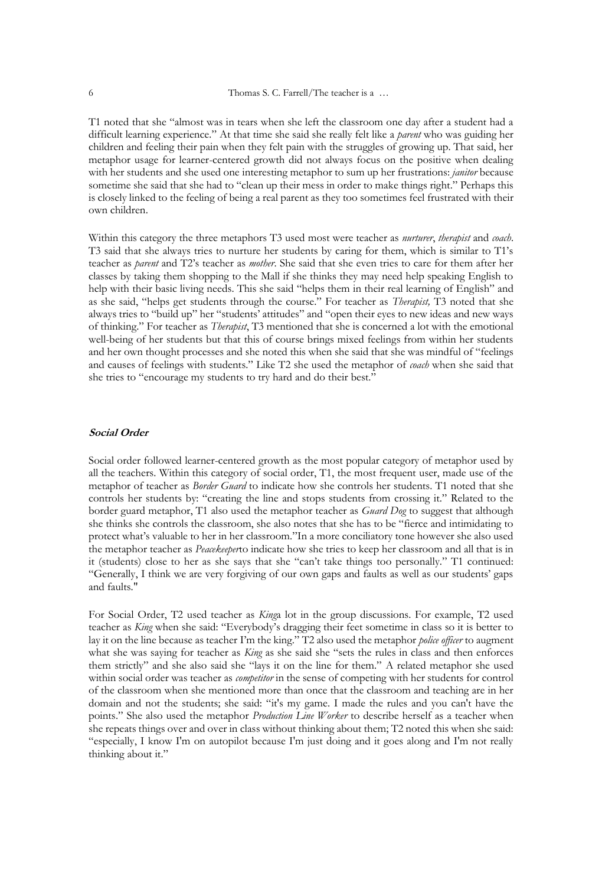T1 noted that she "almost was in tears when she left the classroom one day after a student had a difficult learning experience." At that time she said she really felt like a *parent* who was guiding her children and feeling their pain when they felt pain with the struggles of growing up. That said, her metaphor usage for learner-centered growth did not always focus on the positive when dealing with her students and she used one interesting metaphor to sum up her frustrations: *janitor* because sometime she said that she had to "clean up their mess in order to make things right." Perhaps this is closely linked to the feeling of being a real parent as they too sometimes feel frustrated with their own children.

Within this category the three metaphors T3 used most were teacher as *nurturer*, *therapist* and *coach*. T3 said that she always tries to nurture her students by caring for them, which is similar to T1's teacher as *parent* and T2's teacher as *mother*. She said that she even tries to care for them after her classes by taking them shopping to the Mall if she thinks they may need help speaking English to help with their basic living needs. This she said "helps them in their real learning of English" and as she said, "helps get students through the course." For teacher as *Therapist,* T3 noted that she always tries to "build up" her "students' attitudes" and "open their eyes to new ideas and new ways of thinking." For teacher as *Therapist*, T3 mentioned that she is concerned a lot with the emotional well-being of her students but that this of course brings mixed feelings from within her students and her own thought processes and she noted this when she said that she was mindful of "feelings and causes of feelings with students." Like T2 she used the metaphor of *coach* when she said that she tries to "encourage my students to try hard and do their best."

### ***Social Order***

Social order followed learner-centered growth as the most popular category of metaphor used by all the teachers. Within this category of social order, T1, the most frequent user, made use of the metaphor of teacher as *Border Guard* to indicate how she controls her students. T1 noted that she controls her students by: "creating the line and stops students from crossing it." Related to the border guard metaphor, T1 also used the metaphor teacher as *Guard Dog* to suggest that although she thinks she controls the classroom, she also notes that she has to be "fierce and intimidating to protect what's valuable to her in her classroom."In a more conciliatory tone however she also used the metaphor teacher as *Peacekeeper*to indicate how she tries to keep her classroom and all that is in it (students) close to her as she says that she "can't take things too personally." T1 continued: "Generally, I think we are very forgiving of our own gaps and faults as well as our students' gaps and faults."

For Social Order, T2 used teacher as *King*a lot in the group discussions. For example, T2 used teacher as *King* when she said: "Everybody's dragging their feet sometime in class so it is better to lay it on the line because as teacher I'm the king." T2 also used the metaphor *police officer* to augment what she was saying for teacher as *King* as she said she "sets the rules in class and then enforces them strictly" and she also said she "lays it on the line for them." A related metaphor she used within social order was teacher as *competitor* in the sense of competing with her students for control of the classroom when she mentioned more than once that the classroom and teaching are in her domain and not the students; she said: "it's my game. I made the rules and you can't have the points." She also used the metaphor *Production Line Worker* to describe herself as a teacher when she repeats things over and over in class without thinking about them; T2 noted this when she said: "especially, I know I'm on autopilot because I'm just doing and it goes along and I'm not really thinking about it."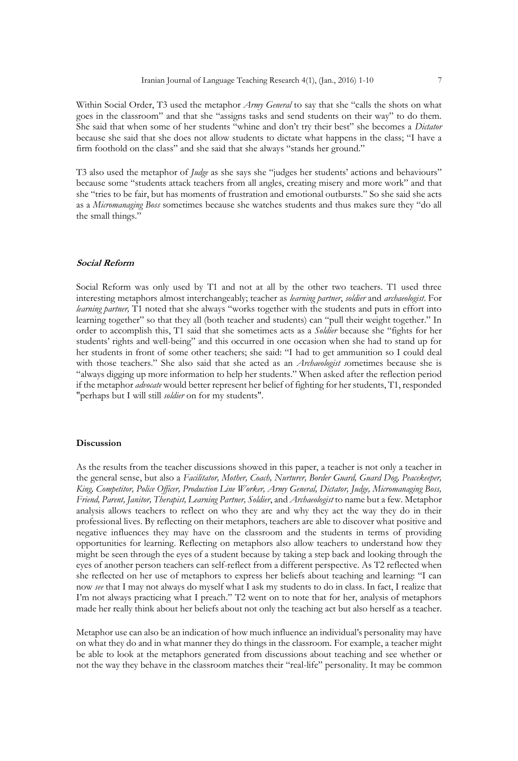Within Social Order, T3 used the metaphor *Army General* to say that she "calls the shots on what goes in the classroom" and that she "assigns tasks and send students on their way" to do them. She said that when some of her students "whine and don't try their best" she becomes a *Dictator* because she said that she does not allow students to dictate what happens in the class; "I have a firm foothold on the class" and she said that she always "stands her ground."

T3 also used the metaphor of *Judge* as she says she "judges her students' actions and behaviours" because some "students attack teachers from all angles, creating misery and more work" and that she "tries to be fair, but has moments of frustration and emotional outbursts." So she said she acts as a *Micromanaging Boss* sometimes because she watches students and thus makes sure they "do all the small things."

### ***Social Reform***

Social Reform was only used by T1 and not at all by the other two teachers. T1 used three interesting metaphors almost interchangeably; teacher as *learning partner*, *soldier* and *archaeologist*. For *learning partner,* T1 noted that she always "works together with the students and puts in effort into learning together" so that they all (both teacher and students) can "pull their weight together." In order to accomplish this, T1 said that she sometimes acts as a *Soldier* because she "fights for her students' rights and well-being" and this occurred in one occasion when she had to stand up for her students in front of some other teachers; she said: "I had to get ammunition so I could deal with those teachers." She also said that she acted as an *Archaeologist s*ometimes because she is "always digging up more information to help her students." When asked after the reflection period if the metaphor *advocate* would better represent her belief of fighting for her students, T1, responded "perhaps but I will still *soldier* on for my students".

### **Discussion**

As the results from the teacher discussions showed in this paper, a teacher is not only a teacher in the general sense, but also a *Facilitator, Mother, Coach, Nurturer, Border Guard, Guard Dog, Peacekeeper, King, Competitor, Police Officer, Production Line Worker, Army General, Dictator, Judge, Micromanaging Boss, Friend, Parent, Janitor, Therapist, Learning Partner, Soldier*, and *Archaeologist* to name but a few. Metaphor analysis allows teachers to reflect on who they are and why they act the way they do in their professional lives. By reflecting on their metaphors, teachers are able to discover what positive and negative influences they may have on the classroom and the students in terms of providing opportunities for learning. Reflecting on metaphors also allow teachers to understand how they might be seen through the eyes of a student because by taking a step back and looking through the eyes of another person teachers can self-reflect from a different perspective. As T2 reflected when she reflected on her use of metaphors to express her beliefs about teaching and learning: "I can now *see* that I may not always do myself what I ask my students to do in class. In fact, I realize that I'm not always practicing what I preach." T2 went on to note that for her, analysis of metaphors made her really think about her beliefs about not only the teaching act but also herself as a teacher.

Metaphor use can also be an indication of how much influence an individual's personality may have on what they do and in what manner they do things in the classroom. For example, a teacher might be able to look at the metaphors generated from discussions about teaching and see whether or not the way they behave in the classroom matches their "real-life" personality. It may be common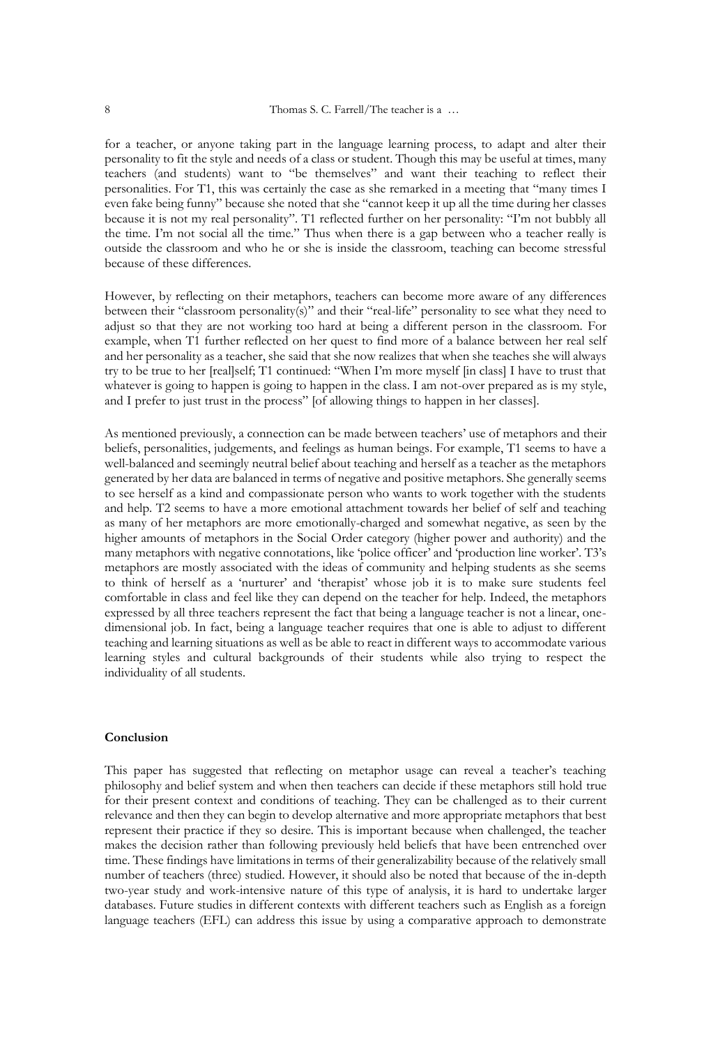for a teacher, or anyone taking part in the language learning process, to adapt and alter their personality to fit the style and needs of a class or student. Though this may be useful at times, many teachers (and students) want to "be themselves" and want their teaching to reflect their personalities. For T1, this was certainly the case as she remarked in a meeting that "many times I even fake being funny" because she noted that she "cannot keep it up all the time during her classes because it is not my real personality". T1 reflected further on her personality: "I'm not bubbly all the time. I'm not social all the time." Thus when there is a gap between who a teacher really is outside the classroom and who he or she is inside the classroom, teaching can become stressful because of these differences.

However, by reflecting on their metaphors, teachers can become more aware of any differences between their "classroom personality(s)" and their "real-life" personality to see what they need to adjust so that they are not working too hard at being a different person in the classroom. For example, when T1 further reflected on her quest to find more of a balance between her real self and her personality as a teacher, she said that she now realizes that when she teaches she will always try to be true to her [real]self; T1 continued: "When I'm more myself [in class] I have to trust that whatever is going to happen is going to happen in the class. I am not-over prepared as is my style, and I prefer to just trust in the process" [of allowing things to happen in her classes].

As mentioned previously, a connection can be made between teachers' use of metaphors and their beliefs, personalities, judgements, and feelings as human beings. For example, T1 seems to have a well-balanced and seemingly neutral belief about teaching and herself as a teacher as the metaphors generated by her data are balanced in terms of negative and positive metaphors. She generally seems to see herself as a kind and compassionate person who wants to work together with the students and help. T2 seems to have a more emotional attachment towards her belief of self and teaching as many of her metaphors are more emotionally-charged and somewhat negative, as seen by the higher amounts of metaphors in the Social Order category (higher power and authority) and the many metaphors with negative connotations, like 'police officer' and 'production line worker'. T3's metaphors are mostly associated with the ideas of community and helping students as she seems to think of herself as a 'nurturer' and 'therapist' whose job it is to make sure students feel comfortable in class and feel like they can depend on the teacher for help. Indeed, the metaphors expressed by all three teachers represent the fact that being a language teacher is not a linear, one-dimensional job. In fact, being a language teacher requires that one is able to adjust to different teaching and learning situations as well as be able to react in different ways to accommodate various learning styles and cultural backgrounds of their students while also trying to respect the individuality of all students.

## Conclusion

This paper has suggested that reflecting on metaphor usage can reveal a teacher's teaching philosophy and belief system and when then teachers can decide if these metaphors still hold true for their present context and conditions of teaching. They can be challenged as to their current relevance and then they can begin to develop alternative and more appropriate metaphors that best represent their practice if they so desire. This is important because when challenged, the teacher makes the decision rather than following previously held beliefs that have been entrenched over time. These findings have limitations in terms of their generalizability because of the relatively small number of teachers (three) studied. However, it should also be noted that because of the in-depth two-year study and work-intensive nature of this type of analysis, it is hard to undertake larger databases. Future studies in different contexts with different teachers such as English as a foreign language teachers (EFL) can address this issue by using a comparative approach to demonstrate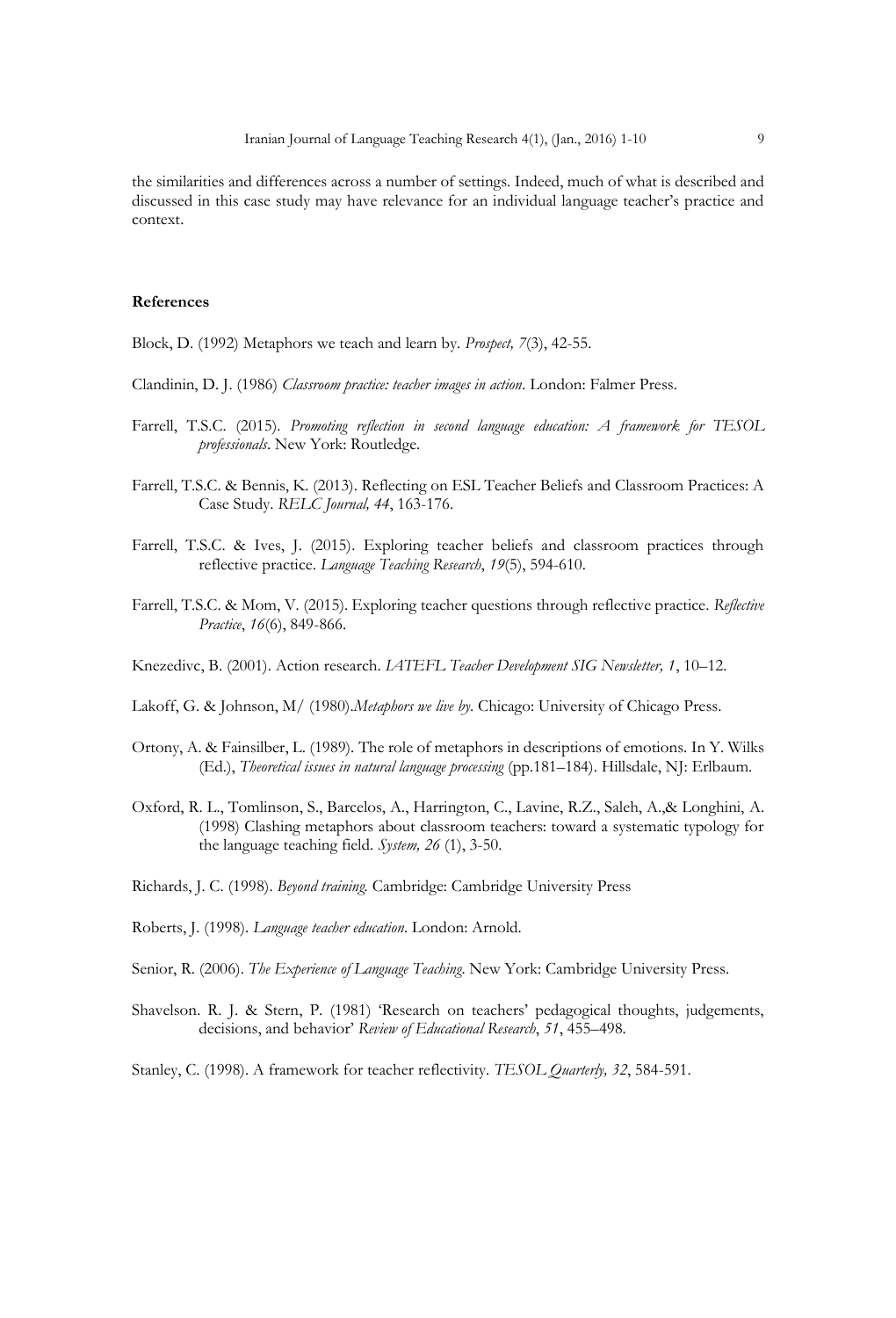the similarities and differences across a number of settings. Indeed, much of what is described and discussed in this case study may have relevance for an individual language teacher's practice and context.

**References**

Block, D. (1992) Metaphors we teach and learn by. *Prospect, 7*(3), 42-55.

Clandinin, D. J. (1986) *Classroom practice: teacher images in action*. London: Falmer Press.

Farrell, T.S.C. (2015). *Promoting reflection in second language education: A framework for TESOL professionals*. New York: Routledge.

Farrell, T.S.C. & Bennis, K. (2013). Reflecting on ESL Teacher Beliefs and Classroom Practices: A Case Study. *RELC Journal, 44*, 163-176.

Farrell, T.S.C. & Ives, J. (2015). Exploring teacher beliefs and classroom practices through reflective practice. *Language Teaching Research*, *19*(5), 594-610.

Farrell, T.S.C. & Mom, V. (2015). Exploring teacher questions through reflective practice. *Reflective Practice*, *16*(6), 849-866.

Knezedivc, B. (2001). Action research. *IATEFL Teacher Development SIG Newsletter, 1*, 10–12.

Lakoff, G. & Johnson, M/ (1980).*Metaphors we live by*. Chicago: University of Chicago Press.

Ortony, A. & Fainsilber, L. (1989). The role of metaphors in descriptions of emotions. In Y. Wilks (Ed.), *Theoretical issues in natural language processing* (pp.181–184). Hillsdale, NJ: Erlbaum.

Oxford, R. L., Tomlinson, S., Barcelos, A., Harrington, C., Lavine, R.Z., Saleh, A.,& Longhini, A. (1998) Clashing metaphors about classroom teachers: toward a systematic typology for the language teaching field. *System, 26* (1), 3-50.

Richards, J. C. (1998). *Beyond training.* Cambridge: Cambridge University Press

Roberts, J. (1998). *Language teacher education*. London: Arnold.

Senior, R. (2006). *The Experience of Language Teaching*. New York: Cambridge University Press.

Shavelson. R. J. & Stern, P. (1981) 'Research on teachers' pedagogical thoughts, judgements, decisions, and behavior' *Review of Educational Research*, *51*, 455–498.

Stanley, C. (1998). A framework for teacher reflectivity. *TESOL Quarterly, 32*, 584-591.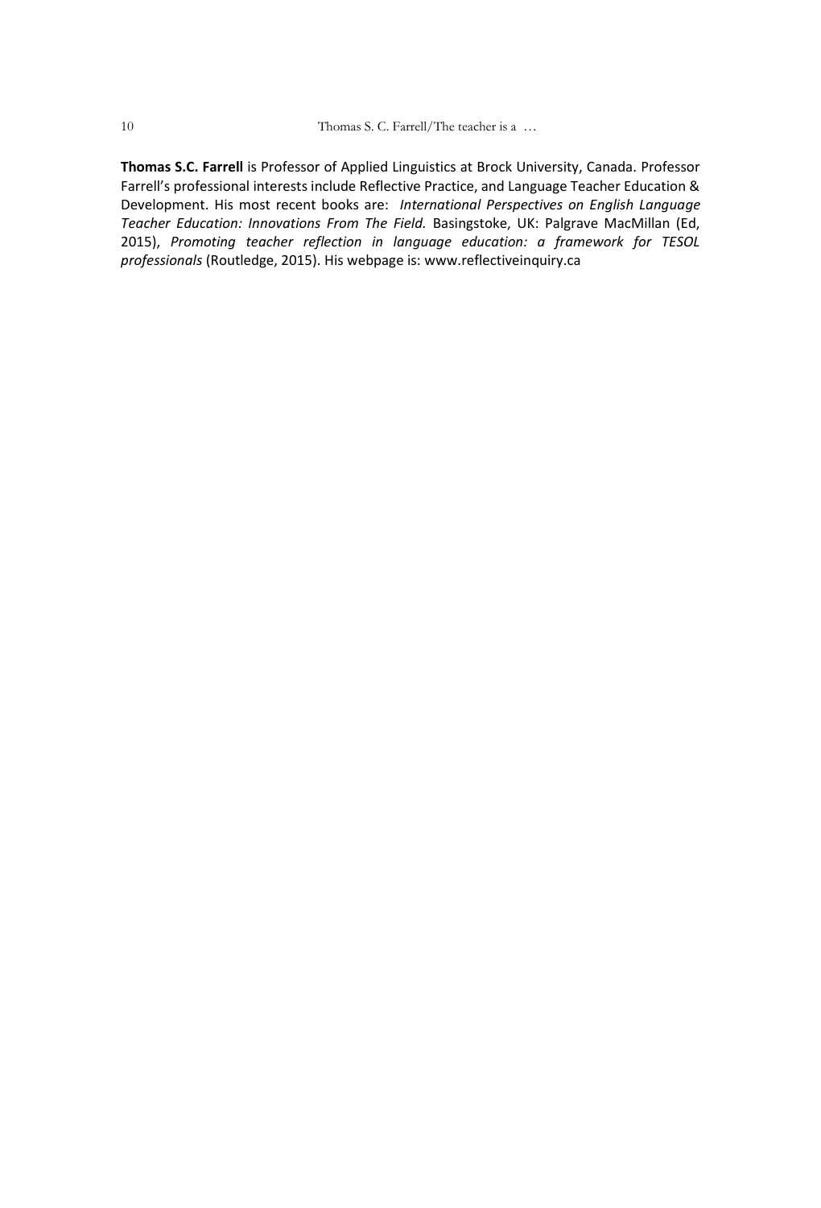**Thomas S.C. Farrell** is Professor of Applied Linguistics at Brock University, Canada. Professor Farrell's professional interests include Reflective Practice, and Language Teacher Education & Development. His most recent books are: *International Perspectives on English Language Teacher Education: Innovations From The Field.* Basingstoke, UK: Palgrave MacMillan (Ed, 2015), *Promoting teacher reflection in language education: a framework for TESOL professionals* (Routledge, 2015). His webpage is: www.reflectiveinquiry.ca